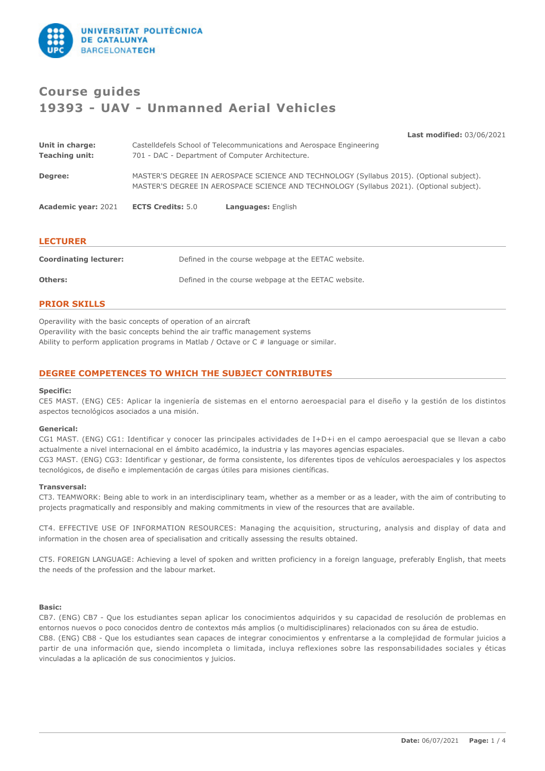# Course guides

# 19393 - UAV - Unmanned Aerial Vehicles

**Last modified:** 03/06/2021

| | |
|---|---|
| **Unit in charge:** | Castelldefels School of Telecommunications and Aerospace Engineering |
| **Teaching unit:** | 701 - DAC - Department of Computer Architecture. |
| **Degree:** | MASTER'S DEGREE IN AEROSPACE SCIENCE AND TECHNOLOGY (Syllabus 2015). (Optional subject). MASTER'S DEGREE IN AEROSPACE SCIENCE AND TECHNOLOGY (Syllabus 2021). (Optional subject). |

**Academic year:** 2021 **ECTS Credits:** 5.0 **Languages:** English

## LECTURER

| | |
|---|---|
| **Coordinating lecturer:** | Defined in the course webpage at the EETAC website. |
| **Others:** | Defined in the course webpage at the EETAC website. |

## PRIOR SKILLS

Operavility with the basic concepts of operation of an aircraft
Operavility with the basic concepts behind the air traffic management systems
Ability to perform application programs in Matlab / Octave or C # language or similar.

## DEGREE COMPETENCES TO WHICH THE SUBJECT CONTRIBUTES

**Specific:**

CE5 MAST. (ENG) CE5: Aplicar la ingeniería de sistemas en el entorno aeroespacial para el diseño y la gestión de los distintos aspectos tecnológicos asociados a una misión.

**Generical:**

CG1 MAST. (ENG) CG1: Identificar y conocer las principales actividades de I+D+i en el campo aeroespacial que se llevan a cabo actualmente a nivel internacional en el ámbito académico, la industria y las mayores agencias espaciales.
CG3 MAST. (ENG) CG3: Identificar y gestionar, de forma consistente, los diferentes tipos de vehículos aeroespaciales y los aspectos tecnológicos, de diseño e implementación de cargas útiles para misiones científicas.

**Transversal:**

CT3. TEAMWORK: Being able to work in an interdisciplinary team, whether as a member or as a leader, with the aim of contributing to projects pragmatically and responsibly and making commitments in view of the resources that are available.

CT4. EFFECTIVE USE OF INFORMATION RESOURCES: Managing the acquisition, structuring, analysis and display of data and information in the chosen area of specialisation and critically assessing the results obtained.

CT5. FOREIGN LANGUAGE: Achieving a level of spoken and written proficiency in a foreign language, preferably English, that meets the needs of the profession and the labour market.

**Basic:**

CB7. (ENG) CB7 - Que los estudiantes sepan aplicar los conocimientos adquiridos y su capacidad de resolución de problemas en entornos nuevos o poco conocidos dentro de contextos más amplios (o multidisciplinares) relacionados con su área de estudio.
CB8. (ENG) CB8 - Que los estudiantes sean capaces de integrar conocimientos y enfrentarse a la complejidad de formular juicios a partir de una información que, siendo incompleta o limitada, incluya reflexiones sobre las responsabilidades sociales y éticas vinculadas a la aplicación de sus conocimientos y juicios.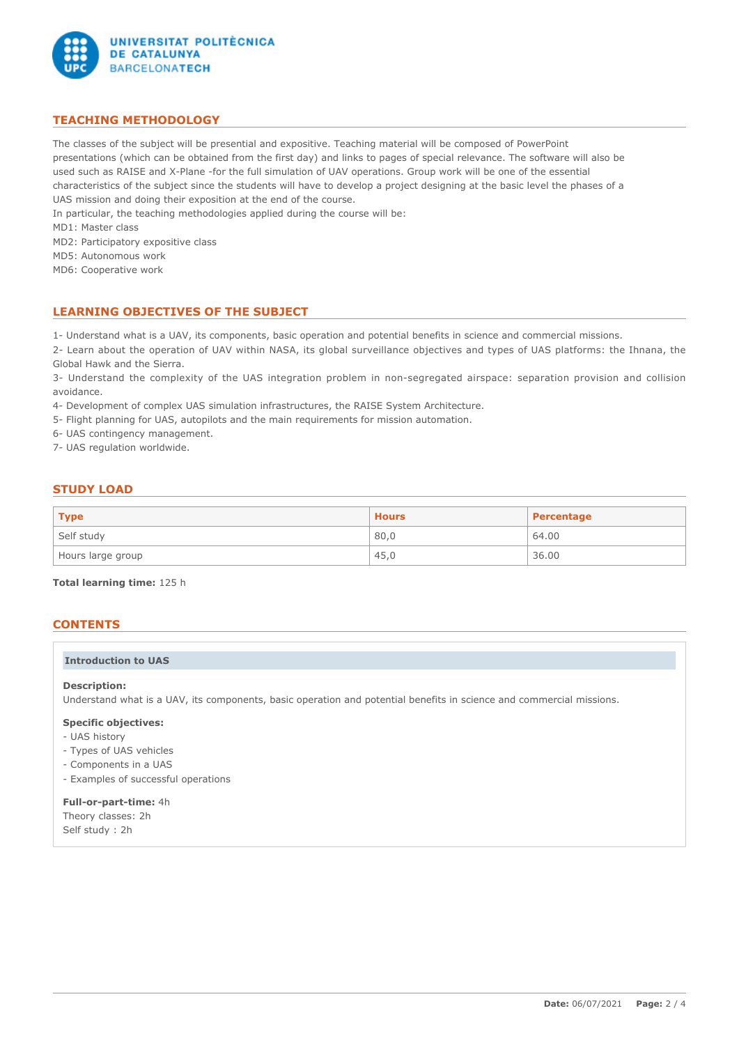## TEACHING METHODOLOGY

The classes of the subject will be presential and expositive. Teaching material will be composed of PowerPoint presentations (which can be obtained from the first day) and links to pages of special relevance. The software will also be used such as RAISE and X-Plane -for the full simulation of UAV operations. Group work will be one of the essential characteristics of the subject since the students will have to develop a project designing at the basic level the phases of a UAS mission and doing their exposition at the end of the course.

In particular, the teaching methodologies applied during the course will be:

MD1: Master class

MD2: Participatory expositive class

MD5: Autonomous work

MD6: Cooperative work

## LEARNING OBJECTIVES OF THE SUBJECT

1- Understand what is a UAV, its components, basic operation and potential benefits in science and commercial missions.

2- Learn about the operation of UAV within NASA, its global surveillance objectives and types of UAS platforms: the Ihnana, the Global Hawk and the Sierra.

3- Understand the complexity of the UAS integration problem in non-segregated airspace: separation provision and collision avoidance.

4- Development of complex UAS simulation infrastructures, the RAISE System Architecture.

5- Flight planning for UAS, autopilots and the main requirements for mission automation.

6- UAS contingency management.

7- UAS regulation worldwide.

## STUDY LOAD

| Type | Hours | Percentage |
|---|---|---|
| Self study | 80,0 | 64.00 |
| Hours large group | 45,0 | 36.00 |

**Total learning time:** 125 h

## CONTENTS

### Introduction to UAS

**Description:**
Understand what is a UAV, its components, basic operation and potential benefits in science and commercial missions.

**Specific objectives:**
- UAS history
- Types of UAS vehicles
- Components in a UAS
- Examples of successful operations

**Full-or-part-time:** 4h
Theory classes: 2h
Self study : 2h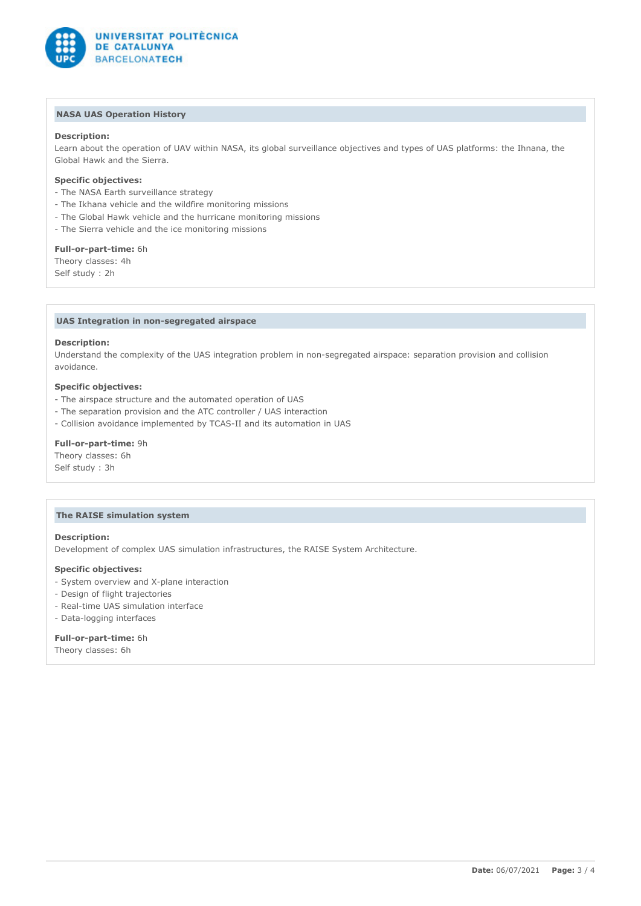## NASA UAS Operation History

**Description:**
Learn about the operation of UAV within NASA, its global surveillance objectives and types of UAS platforms: the Ihnana, the Global Hawk and the Sierra.

**Specific objectives:**
- The NASA Earth surveillance strategy
- The Ikhana vehicle and the wildfire monitoring missions
- The Global Hawk vehicle and the hurricane monitoring missions
- The Sierra vehicle and the ice monitoring missions

**Full-or-part-time:** 6h
Theory classes: 4h
Self study : 2h

## UAS Integration in non-segregated airspace

**Description:**
Understand the complexity of the UAS integration problem in non-segregated airspace: separation provision and collision avoidance.

**Specific objectives:**
- The airspace structure and the automated operation of UAS
- The separation provision and the ATC controller / UAS interaction
- Collision avoidance implemented by TCAS-II and its automation in UAS

**Full-or-part-time:** 9h
Theory classes: 6h
Self study : 3h

## The RAISE simulation system

**Description:**
Development of complex UAS simulation infrastructures, the RAISE System Architecture.

**Specific objectives:**
- System overview and X-plane interaction
- Design of flight trajectories
- Real-time UAS simulation interface
- Data-logging interfaces

**Full-or-part-time:** 6h
Theory classes: 6h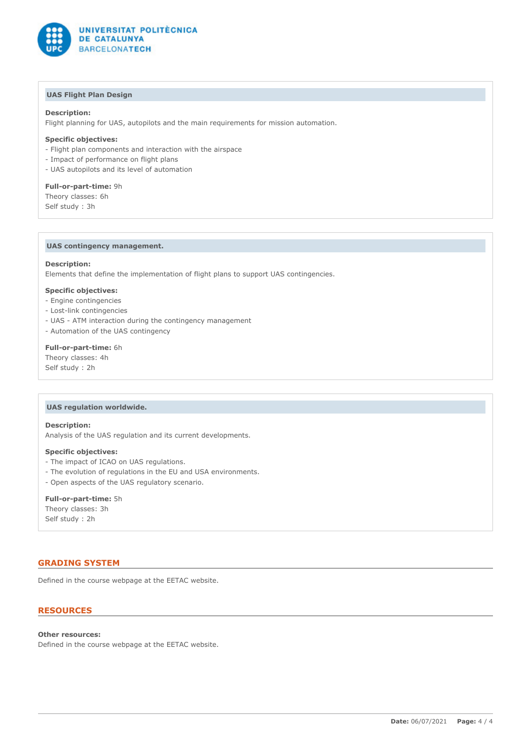### UAS Flight Plan Design

**Description:**
Flight planning for UAS, autopilots and the main requirements for mission automation.

**Specific objectives:**
- Flight plan components and interaction with the airspace
- Impact of performance on flight plans
- UAS autopilots and its level of automation

**Full-or-part-time:** 9h
Theory classes: 6h
Self study : 3h

### UAS contingency management.

**Description:**
Elements that define the implementation of flight plans to support UAS contingencies.

**Specific objectives:**
- Engine contingencies
- Lost-link contingencies
- UAS - ATM interaction during the contingency management
- Automation of the UAS contingency

**Full-or-part-time:** 6h
Theory classes: 4h
Self study : 2h

### UAS regulation worldwide.

**Description:**
Analysis of the UAS regulation and its current developments.

**Specific objectives:**
- The impact of ICAO on UAS regulations.
- The evolution of regulations in the EU and USA environments.
- Open aspects of the UAS regulatory scenario.

**Full-or-part-time:** 5h
Theory classes: 3h
Self study : 2h

## GRADING SYSTEM

Defined in the course webpage at the EETAC website.

## RESOURCES

**Other resources:**
Defined in the course webpage at the EETAC website.